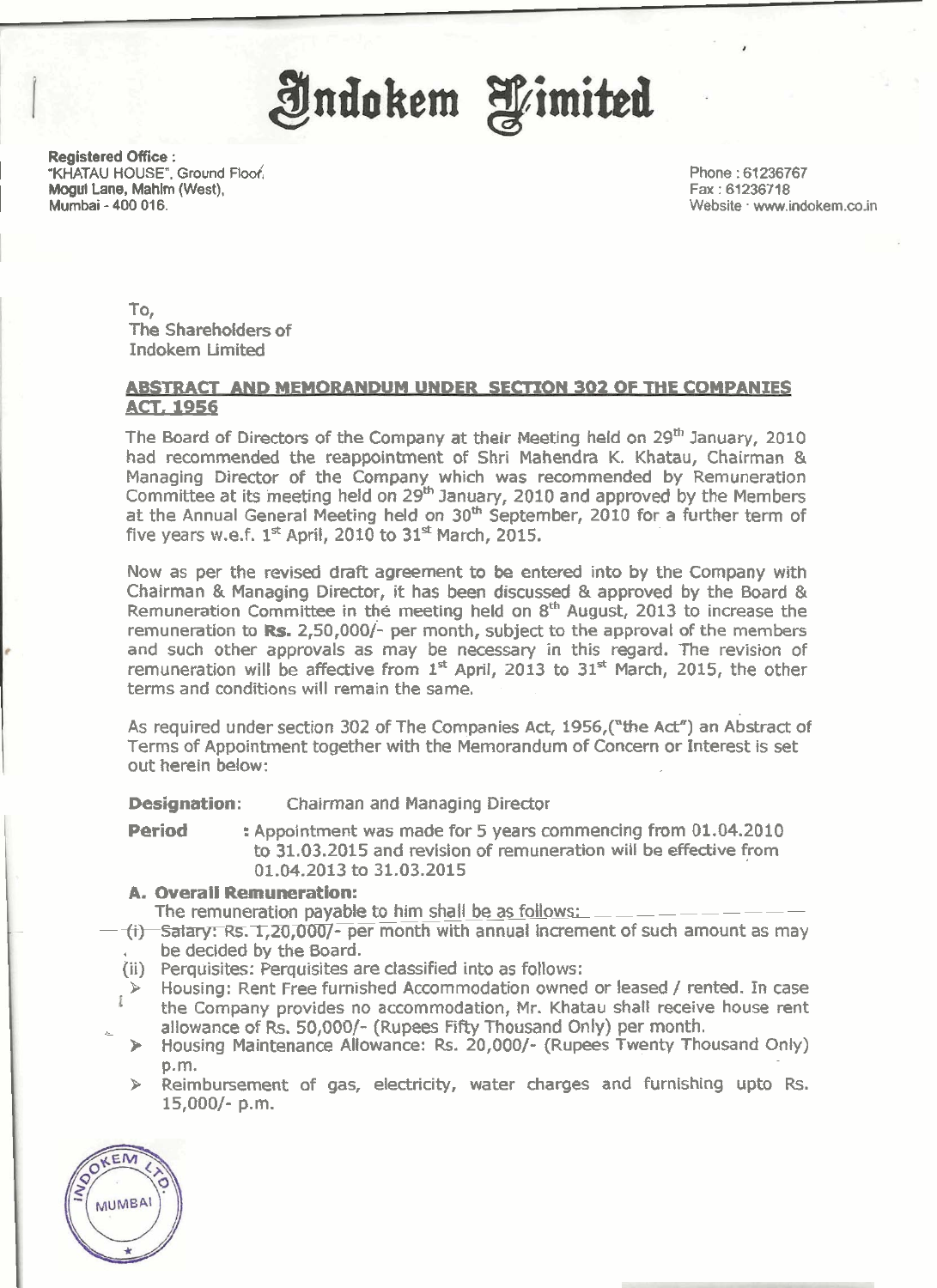# Indokem Limited

**Registered Office :**
"KHATAU HOUSE", Ground Floor,
Mogul Lane, Mahim (West),
Mumbai - 400 016.

Phone : 61236767
Fax : 61236718
Website : www.indokem.co.in

To,
The Shareholders of
Indokem Limited

## ABSTRACT AND MEMORANDUM UNDER SECTION 302 OF THE COMPANIES ACT, 1956

The Board of Directors of the Company at their Meeting held on 29th January, 2010 had recommended the reappointment of Shri Mahendra K. Khatau, Chairman & Managing Director of the Company which was recommended by Remuneration Committee at its meeting held on 29th January, 2010 and approved by the Members at the Annual General Meeting held on 30th September, 2010 for a further term of five years w.e.f. 1st April, 2010 to 31st March, 2015.

Now as per the revised draft agreement to be entered into by the Company with Chairman & Managing Director, it has been discussed & approved by the Board & Remuneration Committee in the meeting held on 8th August, 2013 to increase the remuneration to **Rs.** 2,50,000/- per month, subject to the approval of the members and such other approvals as may be necessary in this regard. The revision of remuneration will be affective from 1st April, 2013 to 31st March, 2015, the other terms and conditions will remain the same.

As required under section 302 of The Companies Act, 1956,("the Act") an Abstract of Terms of Appointment together with the Memorandum of Concern or Interest is set out herein below:

**Designation**: Chairman and Managing Director

**Period** : Appointment was made for 5 years commencing from 01.04.2010 to 31.03.2015 and revision of remuneration will be effective from 01.04.2013 to 31.03.2015

**A. Overall Remuneration:**

The remuneration payable to him shall be as follows:

(i) Salary: Rs. 1,20,000/- per month with annual increment of such amount as may be decided by the Board.

(ii) Perquisites: Perquisites are classified into as follows:

- Housing: Rent Free furnished Accommodation owned or leased / rented. In case the Company provides no accommodation, Mr. Khatau shall receive house rent allowance of Rs. 50,000/- (Rupees Fifty Thousand Only) per month.
- Housing Maintenance Allowance: Rs. 20,000/- (Rupees Twenty Thousand Only) p.m.
- Reimbursement of gas, electricity, water charges and furnishing upto Rs. 15,000/- p.m.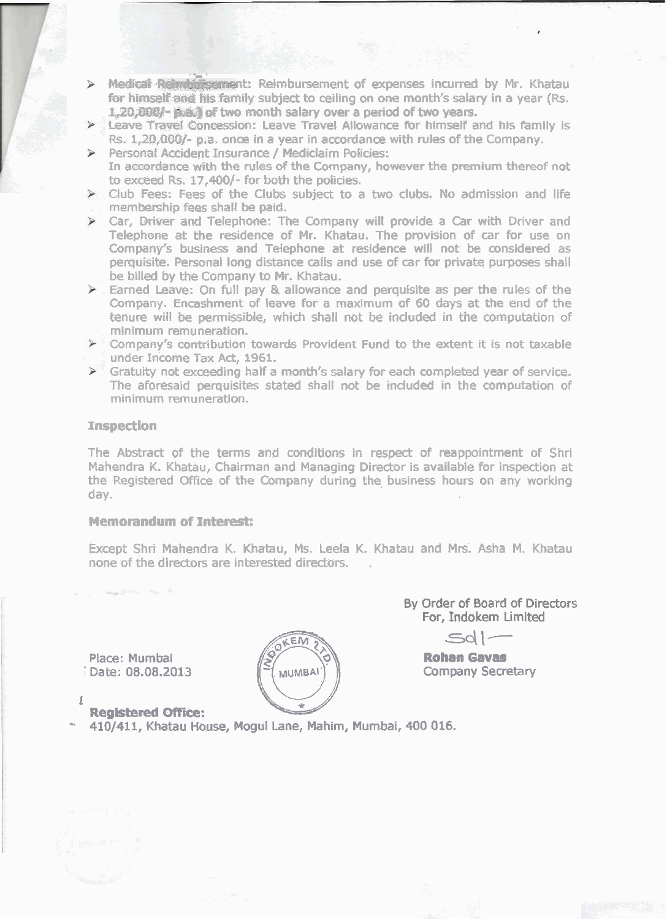- Medical Reimbursement: Reimbursement of expenses incurred by Mr. Khatau for himself and his family subject to ceiling on one month's salary in a year (Rs. 1,20,000/- p.a.) of two month salary over a period of two years.
- Leave Travel Concession: Leave Travel Allowance for himself and his family is Rs. 1,20,000/- p.a. once in a year in accordance with rules of the Company.
- Personal Accident Insurance / Mediclaim Policies:
  In accordance with the rules of the Company, however the premium thereof not to exceed Rs. 17,400/- for both the policies.
- Club Fees: Fees of the Clubs subject to a two clubs. No admission and life membership fees shall be paid.
- Car, Driver and Telephone: The Company will provide a Car with Driver and Telephone at the residence of Mr. Khatau. The provision of car for use on Company's business and Telephone at residence will not be considered as perquisite. Personal long distance calls and use of car for private purposes shall be billed by the Company to Mr. Khatau.
- Earned Leave: On full pay & allowance and perquisite as per the rules of the Company. Encashment of leave for a maximum of 60 days at the end of the tenure will be permissible, which shall not be included in the computation of minimum remuneration.
- Company's contribution towards Provident Fund to the extent it is not taxable under Income Tax Act, 1961.
- Gratuity not exceeding half a month's salary for each completed year of service. The aforesaid perquisites stated shall not be included in the computation of minimum remuneration.

### Inspection

The Abstract of the terms and conditions in respect of reappointment of Shri Mahendra K. Khatau, Chairman and Managing Director is available for inspection at the Registered Office of the Company during the business hours on any working day.

### Memorandum of Interest:

Except Shri Mahendra K. Khatau, Ms. Leela K. Khatau and Mrs. Asha M. Khatau none of the directors are interested directors.

By Order of Board of Directors
For, Indokem Limited

Sd/-

**Rohan Gavas**
Company Secretary

Place: Mumbai
Date: 08.08.2013

**Registered Office:**
410/411, Khatau House, Mogul Lane, Mahim, Mumbai, 400 016.